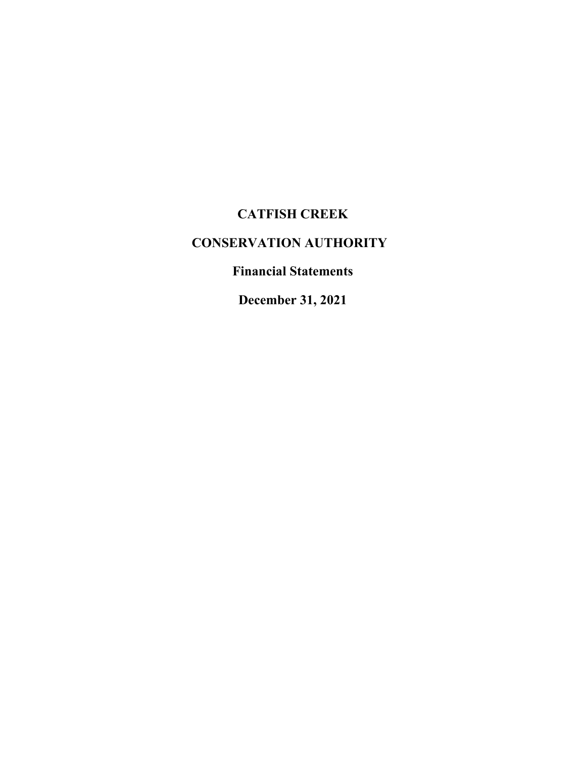# CATFISH CREEK

# CONSERVATION AUTHORITY

## Financial Statements

## December 31, 2021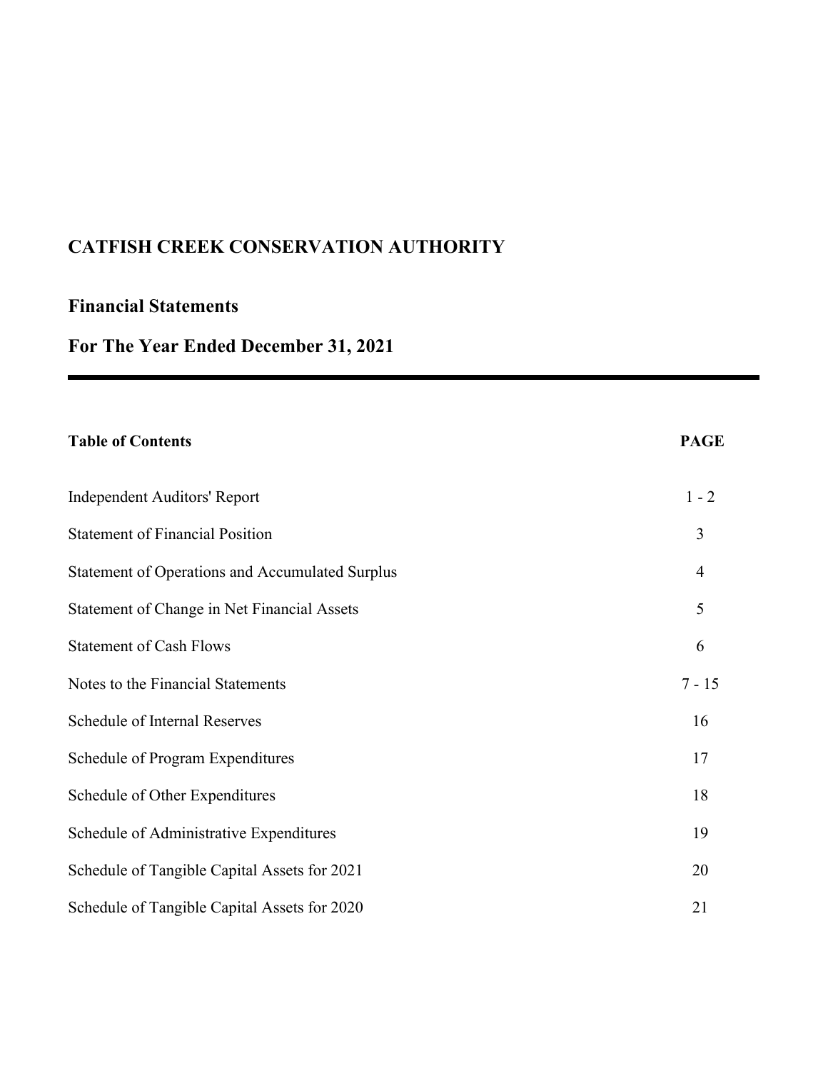# CATFISH CREEK CONSERVATION AUTHORITY

## Financial Statements

## For The Year Ended December 31, 2021

| **Table of Contents** | **PAGE** |
|---|---|
| Independent Auditors' Report | 1 - 2 |
| Statement of Financial Position | 3 |
| Statement of Operations and Accumulated Surplus | 4 |
| Statement of Change in Net Financial Assets | 5 |
| Statement of Cash Flows | 6 |
| Notes to the Financial Statements | 7 - 15 |
| Schedule of Internal Reserves | 16 |
| Schedule of Program Expenditures | 17 |
| Schedule of Other Expenditures | 18 |
| Schedule of Administrative Expenditures | 19 |
| Schedule of Tangible Capital Assets for 2021 | 20 |
| Schedule of Tangible Capital Assets for 2020 | 21 |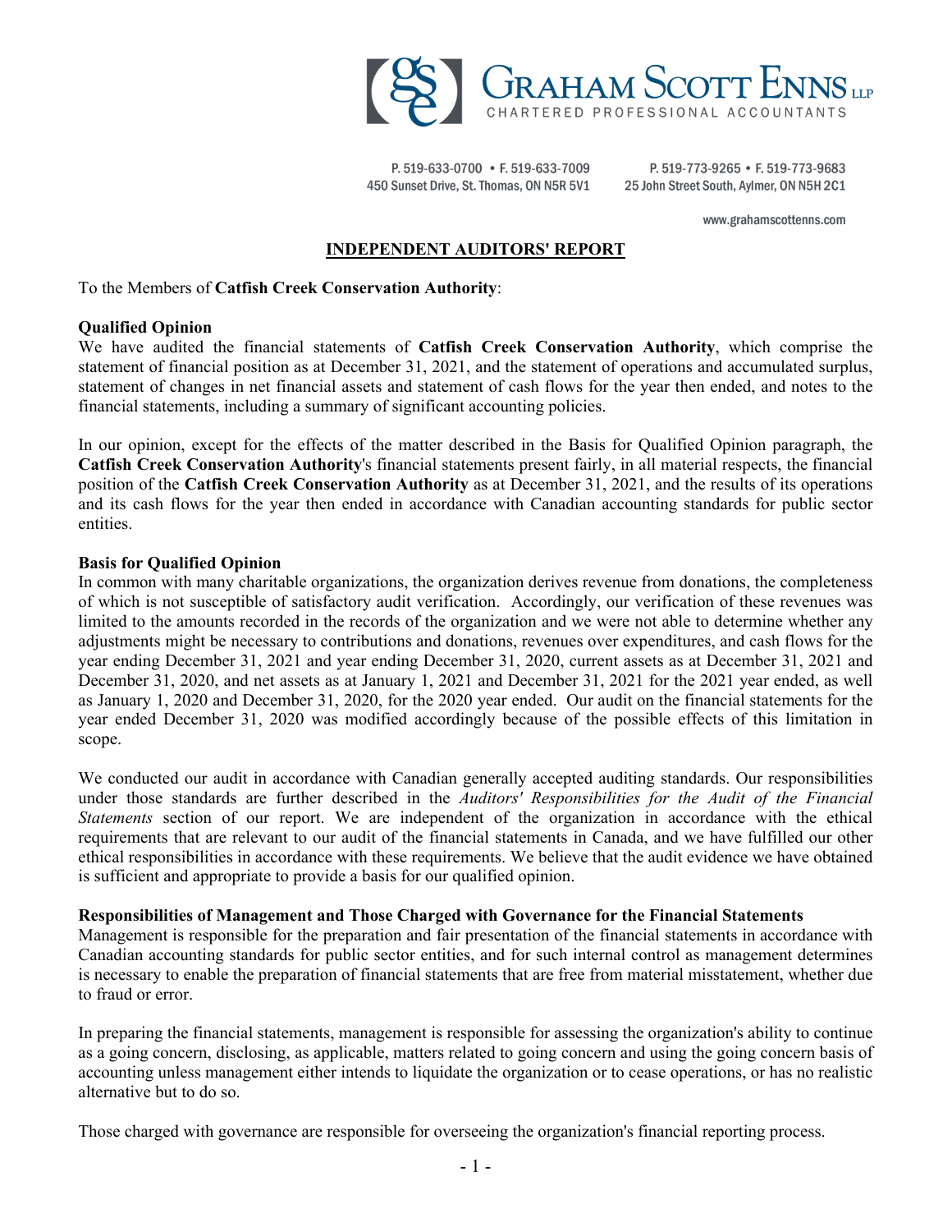**GRAHAM SCOTT ENNS LLP**
CHARTERED PROFESSIONAL ACCOUNTANTS

P. 519-633-0700 • F. 519-633-7009
450 Sunset Drive, St. Thomas, ON N5R 5V1

P. 519-773-9265 • F. 519-773-9683
25 John Street South, Aylmer, ON N5H 2C1

www.grahamscottenns.com

# INDEPENDENT AUDITORS' REPORT

To the Members of **Catfish Creek Conservation Authority**:

**Qualified Opinion**

We have audited the financial statements of **Catfish Creek Conservation Authority**, which comprise the statement of financial position as at December 31, 2021, and the statement of operations and accumulated surplus, statement of changes in net financial assets and statement of cash flows for the year then ended, and notes to the financial statements, including a summary of significant accounting policies.

In our opinion, except for the effects of the matter described in the Basis for Qualified Opinion paragraph, the **Catfish Creek Conservation Authority**'s financial statements present fairly, in all material respects, the financial position of the **Catfish Creek Conservation Authority** as at December 31, 2021, and the results of its operations and its cash flows for the year then ended in accordance with Canadian accounting standards for public sector entities.

**Basis for Qualified Opinion**

In common with many charitable organizations, the organization derives revenue from donations, the completeness of which is not susceptible of satisfactory audit verification. Accordingly, our verification of these revenues was limited to the amounts recorded in the records of the organization and we were not able to determine whether any adjustments might be necessary to contributions and donations, revenues over expenditures, and cash flows for the year ending December 31, 2021 and year ending December 31, 2020, current assets as at December 31, 2021 and December 31, 2020, and net assets as at January 1, 2021 and December 31, 2021 for the 2021 year ended, as well as January 1, 2020 and December 31, 2020, for the 2020 year ended. Our audit on the financial statements for the year ended December 31, 2020 was modified accordingly because of the possible effects of this limitation in scope.

We conducted our audit in accordance with Canadian generally accepted auditing standards. Our responsibilities under those standards are further described in the *Auditors' Responsibilities for the Audit of the Financial Statements* section of our report. We are independent of the organization in accordance with the ethical requirements that are relevant to our audit of the financial statements in Canada, and we have fulfilled our other ethical responsibilities in accordance with these requirements. We believe that the audit evidence we have obtained is sufficient and appropriate to provide a basis for our qualified opinion.

**Responsibilities of Management and Those Charged with Governance for the Financial Statements**

Management is responsible for the preparation and fair presentation of the financial statements in accordance with Canadian accounting standards for public sector entities, and for such internal control as management determines is necessary to enable the preparation of financial statements that are free from material misstatement, whether due to fraud or error.

In preparing the financial statements, management is responsible for assessing the organization's ability to continue as a going concern, disclosing, as applicable, matters related to going concern and using the going concern basis of accounting unless management either intends to liquidate the organization or to cease operations, or has no realistic alternative but to do so.

Those charged with governance are responsible for overseeing the organization's financial reporting process.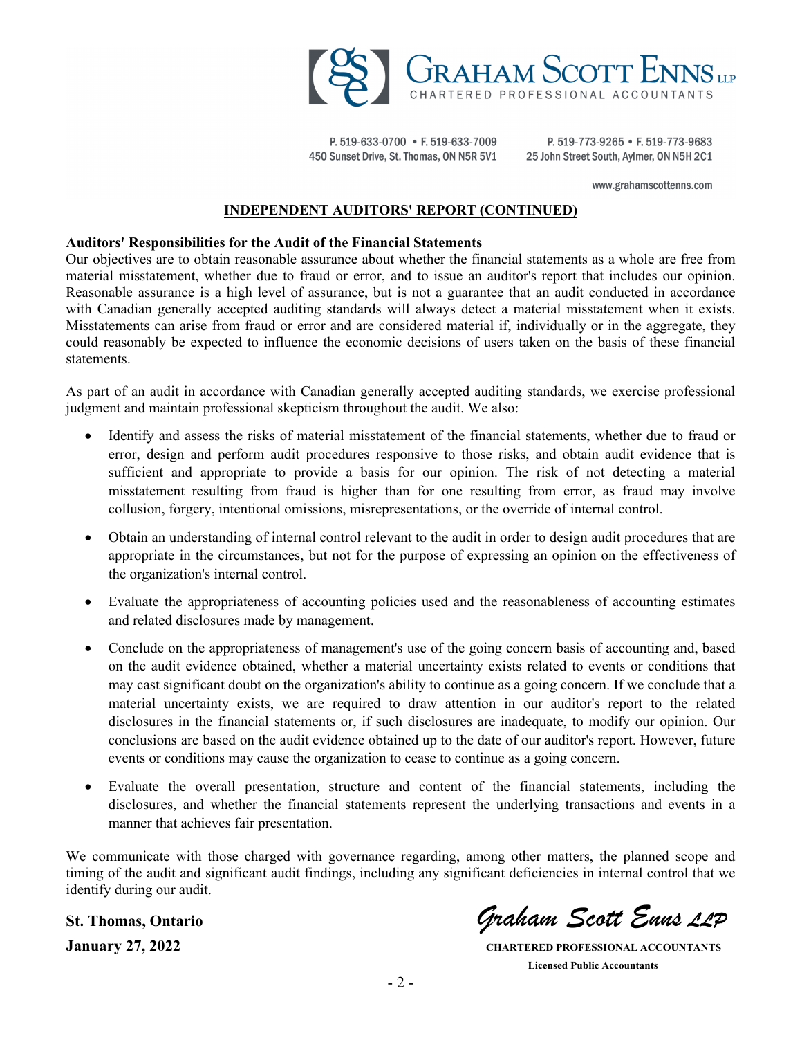## INDEPENDENT AUDITORS' REPORT (CONTINUED)

**Auditors' Responsibilities for the Audit of the Financial Statements**

Our objectives are to obtain reasonable assurance about whether the financial statements as a whole are free from material misstatement, whether due to fraud or error, and to issue an auditor's report that includes our opinion. Reasonable assurance is a high level of assurance, but is not a guarantee that an audit conducted in accordance with Canadian generally accepted auditing standards will always detect a material misstatement when it exists. Misstatements can arise from fraud or error and are considered material if, individually or in the aggregate, they could reasonably be expected to influence the economic decisions of users taken on the basis of these financial statements.

As part of an audit in accordance with Canadian generally accepted auditing standards, we exercise professional judgment and maintain professional skepticism throughout the audit. We also:

- Identify and assess the risks of material misstatement of the financial statements, whether due to fraud or error, design and perform audit procedures responsive to those risks, and obtain audit evidence that is sufficient and appropriate to provide a basis for our opinion. The risk of not detecting a material misstatement resulting from fraud is higher than for one resulting from error, as fraud may involve collusion, forgery, intentional omissions, misrepresentations, or the override of internal control.
- Obtain an understanding of internal control relevant to the audit in order to design audit procedures that are appropriate in the circumstances, but not for the purpose of expressing an opinion on the effectiveness of the organization's internal control.
- Evaluate the appropriateness of accounting policies used and the reasonableness of accounting estimates and related disclosures made by management.
- Conclude on the appropriateness of management's use of the going concern basis of accounting and, based on the audit evidence obtained, whether a material uncertainty exists related to events or conditions that may cast significant doubt on the organization's ability to continue as a going concern. If we conclude that a material uncertainty exists, we are required to draw attention in our auditor's report to the related disclosures in the financial statements or, if such disclosures are inadequate, to modify our opinion. Our conclusions are based on the audit evidence obtained up to the date of our auditor's report. However, future events or conditions may cause the organization to cease to continue as a going concern.
- Evaluate the overall presentation, structure and content of the financial statements, including the disclosures, and whether the financial statements represent the underlying transactions and events in a manner that achieves fair presentation.

We communicate with those charged with governance regarding, among other matters, the planned scope and timing of the audit and significant audit findings, including any significant deficiencies in internal control that we identify during our audit.

**St. Thomas, Ontario**
**January 27, 2022**

*Graham Scott Enns LLP*

**CHARTERED PROFESSIONAL ACCOUNTANTS**
**Licensed Public Accountants**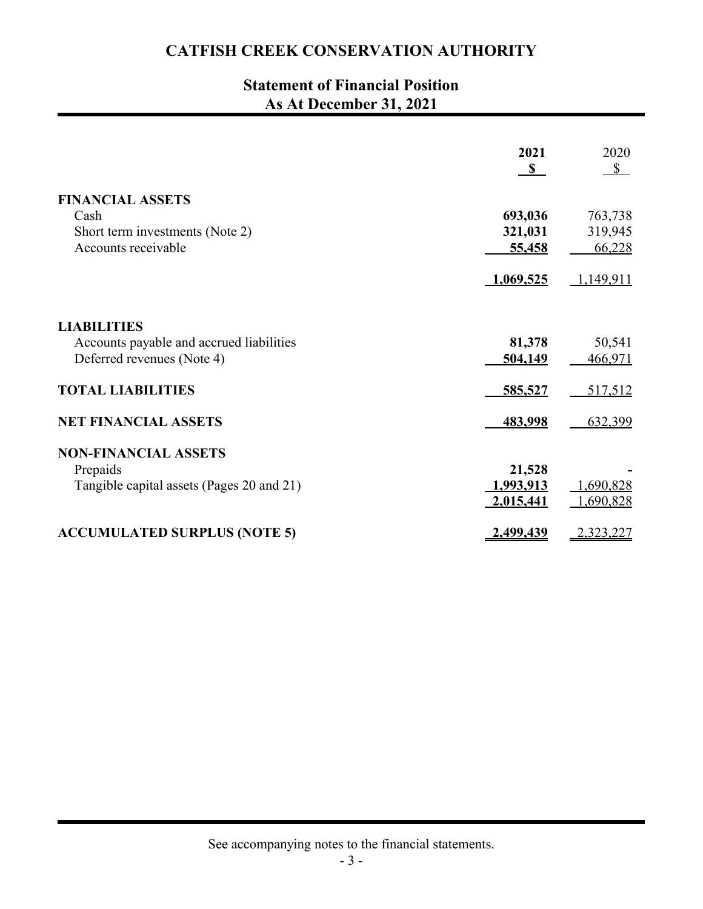# CATFISH CREEK CONSERVATION AUTHORITY

## Statement of Financial Position
## As At December 31, 2021

| | 2021 $ | 2020 $ |
|---|---|---|
| **FINANCIAL ASSETS** | | |
| Cash | **693,036** | 763,738 |
| Short term investments (Note 2) | **321,031** | 319,945 |
| Accounts receivable | **55,458** | 66,228 |
| | **1,069,525** | 1,149,911 |
| **LIABILITIES** | | |
| Accounts payable and accrued liabilities | **81,378** | 50,541 |
| Deferred revenues (Note 4) | **504,149** | 466,971 |
| **TOTAL LIABILITIES** | **585,527** | 517,512 |
| **NET FINANCIAL ASSETS** | **483,998** | 632,399 |
| **NON-FINANCIAL ASSETS** | | |
| Prepaids | **21,528** | - |
| Tangible capital assets (Pages 20 and 21) | **1,993,913** | 1,690,828 |
| | **2,015,441** | 1,690,828 |
| **ACCUMULATED SURPLUS (NOTE 5)** | **2,499,439** | 2,323,227 |

See accompanying notes to the financial statements.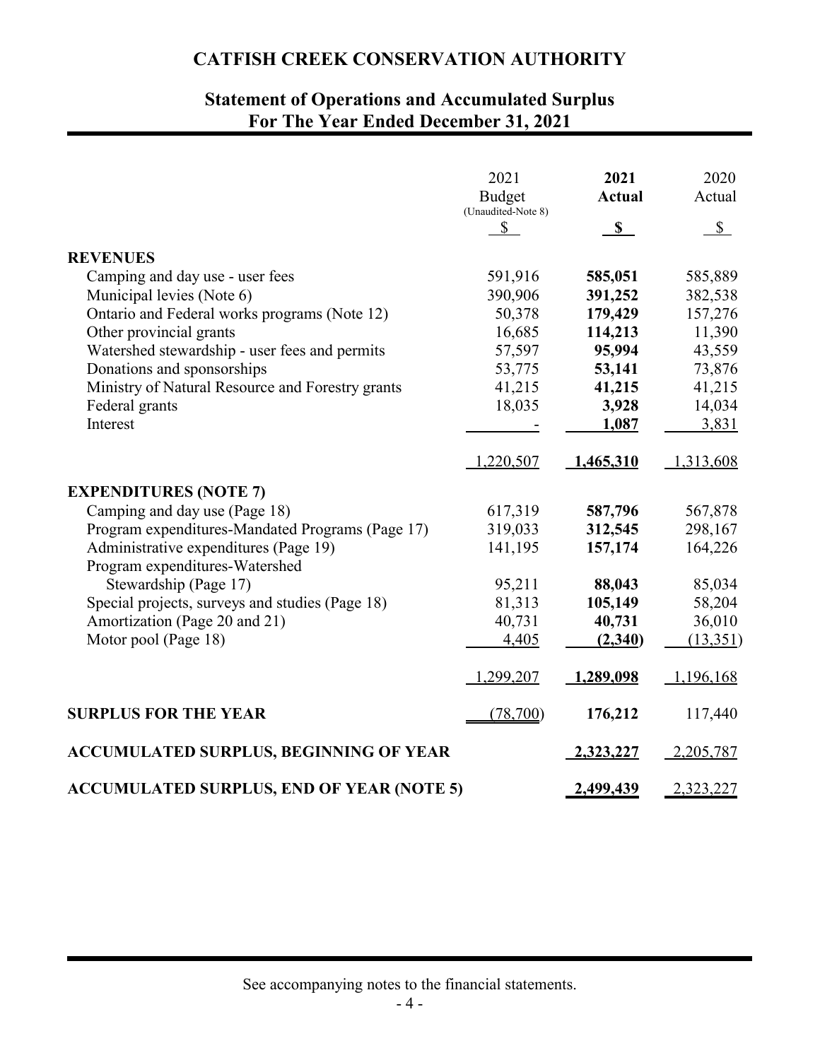# CATFISH CREEK CONSERVATION AUTHORITY

## Statement of Operations and Accumulated Surplus
## For The Year Ended December 31, 2021

| | 2021 Budget (Unaudited-Note 8) | **2021 Actual** | 2020 Actual |
|---|---|---|---|
| | $ | **$** | $ |
| **REVENUES** | | | |
| Camping and day use - user fees | 591,916 | **585,051** | 585,889 |
| Municipal levies (Note 6) | 390,906 | **391,252** | 382,538 |
| Ontario and Federal works programs (Note 12) | 50,378 | **179,429** | 157,276 |
| Other provincial grants | 16,685 | **114,213** | 11,390 |
| Watershed stewardship - user fees and permits | 57,597 | **95,994** | 43,559 |
| Donations and sponsorships | 53,775 | **53,141** | 73,876 |
| Ministry of Natural Resource and Forestry grants | 41,215 | **41,215** | 41,215 |
| Federal grants | 18,035 | **3,928** | 14,034 |
| Interest | - | **1,087** | 3,831 |
| | 1,220,507 | **1,465,310** | 1,313,608 |
| **EXPENDITURES (NOTE 7)** | | | |
| Camping and day use (Page 18) | 617,319 | **587,796** | 567,878 |
| Program expenditures-Mandated Programs (Page 17) | 319,033 | **312,545** | 298,167 |
| Administrative expenditures (Page 19) | 141,195 | **157,174** | 164,226 |
| Program expenditures-Watershed Stewardship (Page 17) | 95,211 | **88,043** | 85,034 |
| Special projects, surveys and studies (Page 18) | 81,313 | **105,149** | 58,204 |
| Amortization (Page 20 and 21) | 40,731 | **40,731** | 36,010 |
| Motor pool (Page 18) | 4,405 | **(2,340)** | (13,351) |
| | 1,299,207 | **1,289,098** | 1,196,168 |
| **SURPLUS FOR THE YEAR** | (78,700) | **176,212** | 117,440 |
| **ACCUMULATED SURPLUS, BEGINNING OF YEAR** | | **2,323,227** | 2,205,787 |
| **ACCUMULATED SURPLUS, END OF YEAR (NOTE 5)** | | **2,499,439** | 2,323,227 |

See accompanying notes to the financial statements.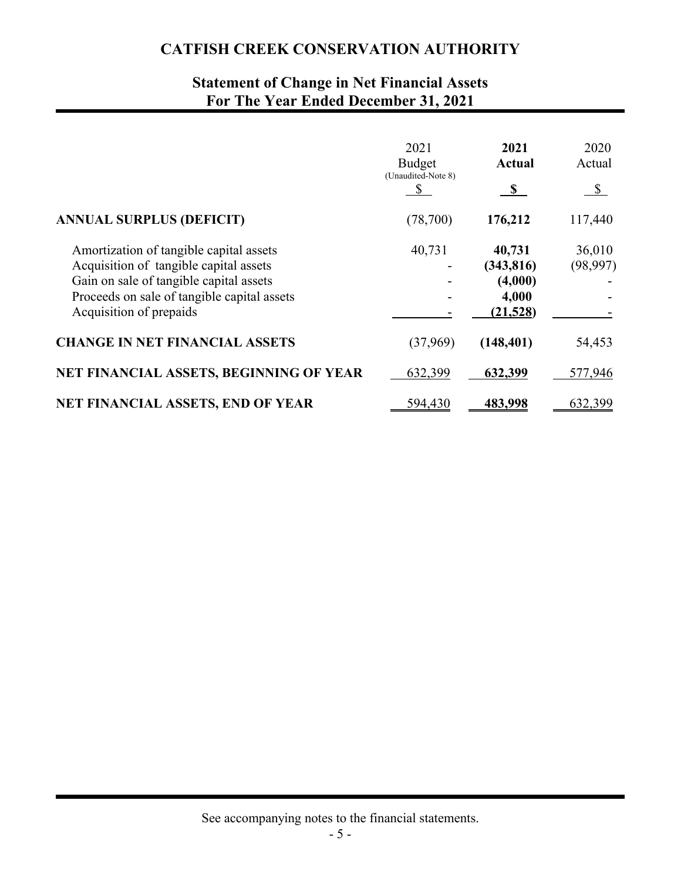# CATFISH CREEK CONSERVATION AUTHORITY

## Statement of Change in Net Financial Assets
## For The Year Ended December 31, 2021

| | 2021 Budget (Unaudited-Note 8) $ | **2021 Actual $** | 2020 Actual $ |
|---|---|---|---|
| **ANNUAL SURPLUS (DEFICIT)** | (78,700) | **176,212** | 117,440 |
| Amortization of tangible capital assets | 40,731 | **40,731** | 36,010 |
| Acquisition of tangible capital assets | - | **(343,816)** | (98,997) |
| Gain on sale of tangible capital assets | - | **(4,000)** | - |
| Proceeds on sale of tangible capital assets | - | **4,000** | - |
| Acquisition of prepaids | - | **(21,528)** | - |
| **CHANGE IN NET FINANCIAL ASSETS** | (37,969) | **(148,401)** | 54,453 |
| **NET FINANCIAL ASSETS, BEGINNING OF YEAR** | 632,399 | **632,399** | 577,946 |
| **NET FINANCIAL ASSETS, END OF YEAR** | 594,430 | **483,998** | 632,399 |

See accompanying notes to the financial statements.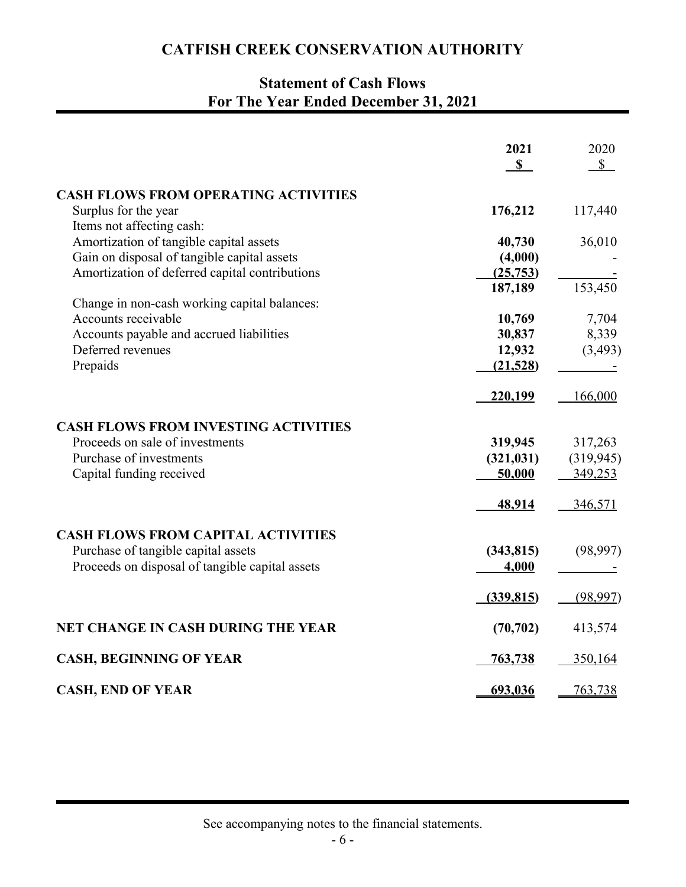# CATFISH CREEK CONSERVATION AUTHORITY

## Statement of Cash Flows
## For The Year Ended December 31, 2021

| | **2021** | 2020 |
|---|---|---|
| | **$** | $ |
| **CASH FLOWS FROM OPERATING ACTIVITIES** | | |
| Surplus for the year | **176,212** | 117,440 |
| Items not affecting cash: | | |
| Amortization of tangible capital assets | **40,730** | 36,010 |
| Gain on disposal of tangible capital assets | **(4,000)** | - |
| Amortization of deferred capital contributions | **(25,753)** | - |
| | **187,189** | 153,450 |
| Change in non-cash working capital balances: | | |
| Accounts receivable | **10,769** | 7,704 |
| Accounts payable and accrued liabilities | **30,837** | 8,339 |
| Deferred revenues | **12,932** | (3,493) |
| Prepaids | **(21,528)** | - |
| | **220,199** | 166,000 |
| **CASH FLOWS FROM INVESTING ACTIVITIES** | | |
| Proceeds on sale of investments | **319,945** | 317,263 |
| Purchase of investments | **(321,031)** | (319,945) |
| Capital funding received | **50,000** | 349,253 |
| | **48,914** | 346,571 |
| **CASH FLOWS FROM CAPITAL ACTIVITIES** | | |
| Purchase of tangible capital assets | **(343,815)** | (98,997) |
| Proceeds on disposal of tangible capital assets | **4,000** | - |
| | **(339,815)** | (98,997) |
| **NET CHANGE IN CASH DURING THE YEAR** | **(70,702)** | 413,574 |
| **CASH, BEGINNING OF YEAR** | **763,738** | 350,164 |
| **CASH, END OF YEAR** | **693,036** | 763,738 |

See accompanying notes to the financial statements.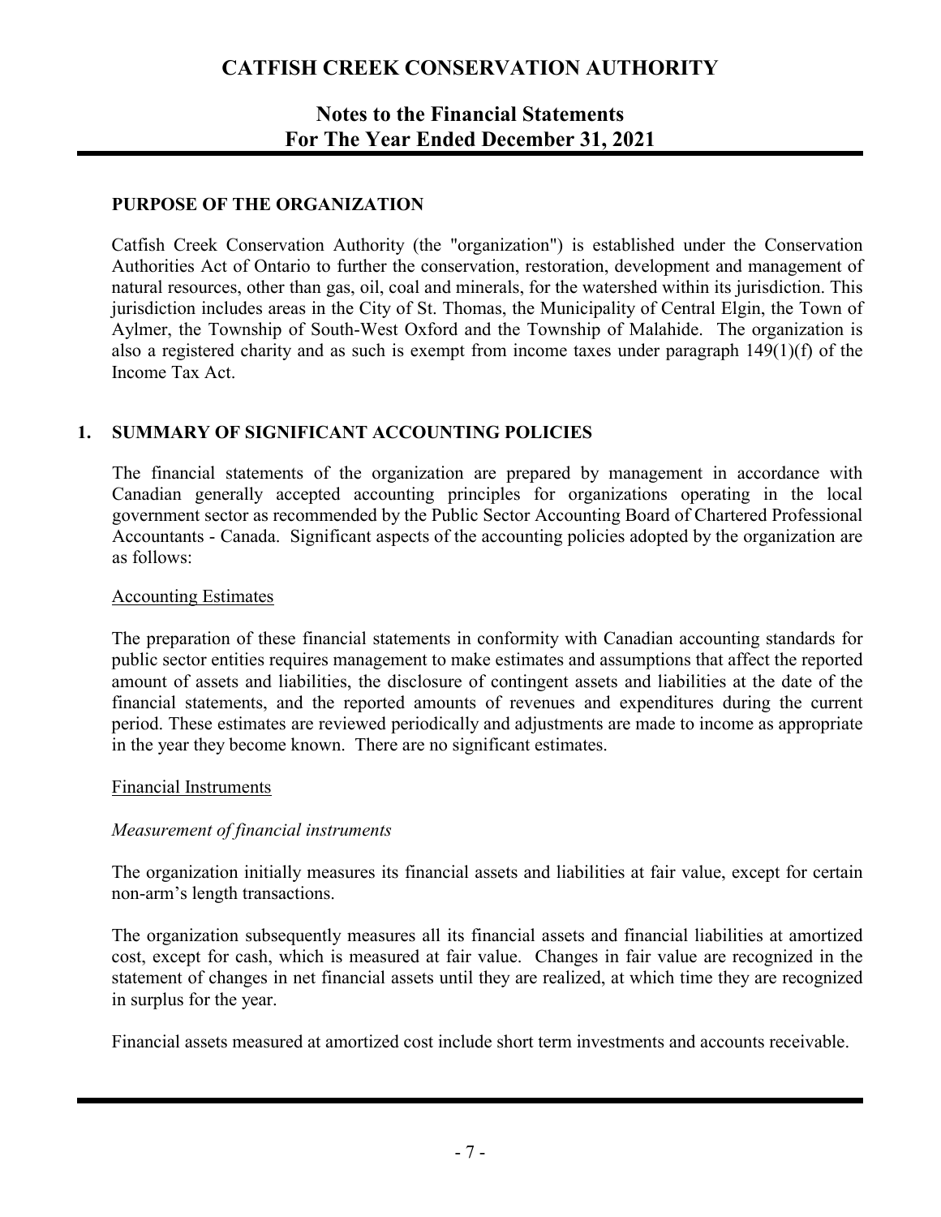# CATFISH CREEK CONSERVATION AUTHORITY

## Notes to the Financial Statements
## For The Year Ended December 31, 2021

### PURPOSE OF THE ORGANIZATION

Catfish Creek Conservation Authority (the "organization") is established under the Conservation Authorities Act of Ontario to further the conservation, restoration, development and management of natural resources, other than gas, oil, coal and minerals, for the watershed within its jurisdiction. This jurisdiction includes areas in the City of St. Thomas, the Municipality of Central Elgin, the Town of Aylmer, the Township of South-West Oxford and the Township of Malahide. The organization is also a registered charity and as such is exempt from income taxes under paragraph 149(1)(f) of the Income Tax Act.

### 1. SUMMARY OF SIGNIFICANT ACCOUNTING POLICIES

The financial statements of the organization are prepared by management in accordance with Canadian generally accepted accounting principles for organizations operating in the local government sector as recommended by the Public Sector Accounting Board of Chartered Professional Accountants - Canada. Significant aspects of the accounting policies adopted by the organization are as follows:

Accounting Estimates

The preparation of these financial statements in conformity with Canadian accounting standards for public sector entities requires management to make estimates and assumptions that affect the reported amount of assets and liabilities, the disclosure of contingent assets and liabilities at the date of the financial statements, and the reported amounts of revenues and expenditures during the current period. These estimates are reviewed periodically and adjustments are made to income as appropriate in the year they become known. There are no significant estimates.

Financial Instruments

*Measurement of financial instruments*

The organization initially measures its financial assets and liabilities at fair value, except for certain non-arm's length transactions.

The organization subsequently measures all its financial assets and financial liabilities at amortized cost, except for cash, which is measured at fair value. Changes in fair value are recognized in the statement of changes in net financial assets until they are realized, at which time they are recognized in surplus for the year.

Financial assets measured at amortized cost include short term investments and accounts receivable.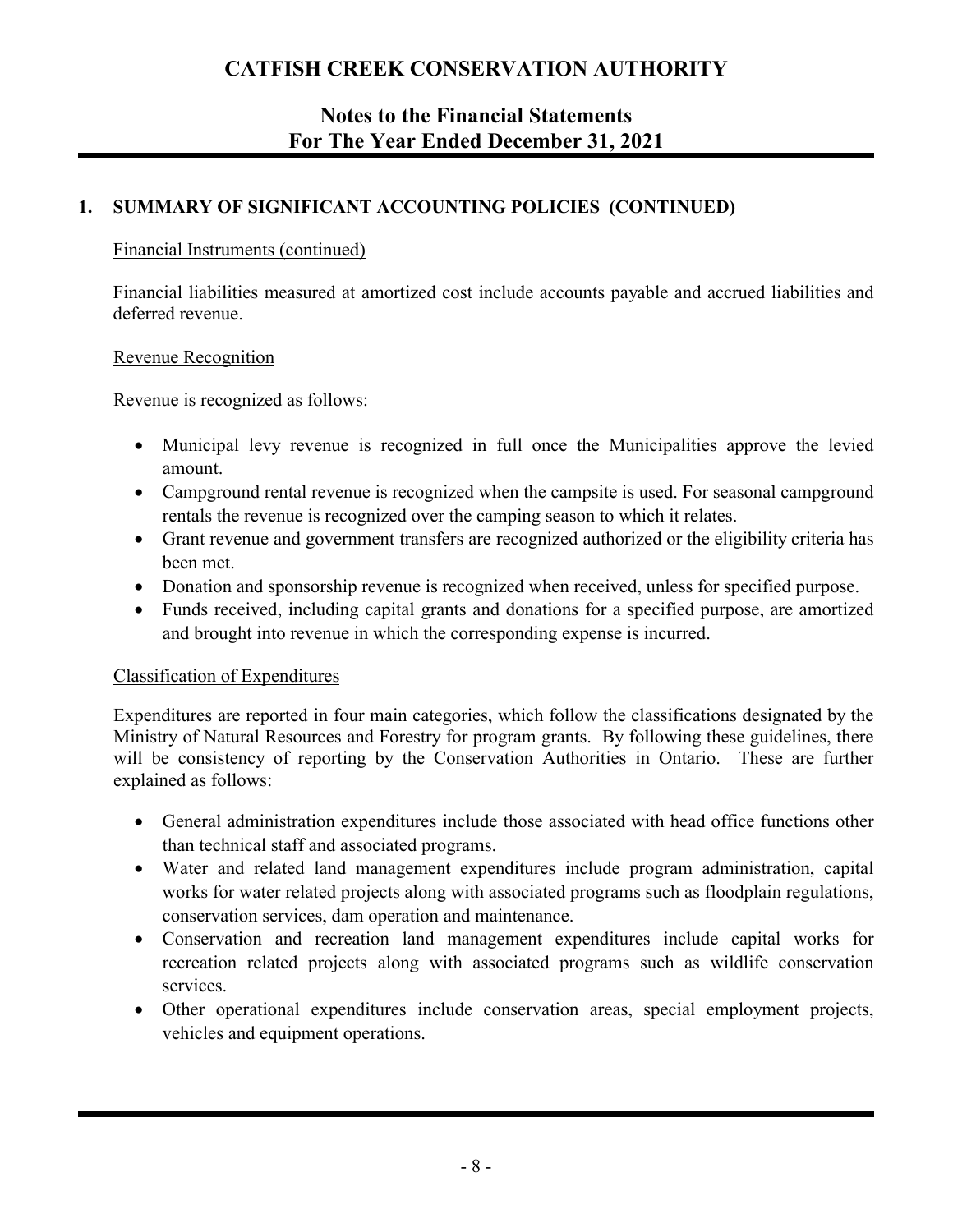## 1. SUMMARY OF SIGNIFICANT ACCOUNTING POLICIES (CONTINUED)

Financial Instruments (continued)

Financial liabilities measured at amortized cost include accounts payable and accrued liabilities and deferred revenue.

Revenue Recognition

Revenue is recognized as follows:

- Municipal levy revenue is recognized in full once the Municipalities approve the levied amount.
- Campground rental revenue is recognized when the campsite is used. For seasonal campground rentals the revenue is recognized over the camping season to which it relates.
- Grant revenue and government transfers are recognized authorized or the eligibility criteria has been met.
- Donation and sponsorship revenue is recognized when received, unless for specified purpose.
- Funds received, including capital grants and donations for a specified purpose, are amortized and brought into revenue in which the corresponding expense is incurred.

Classification of Expenditures

Expenditures are reported in four main categories, which follow the classifications designated by the Ministry of Natural Resources and Forestry for program grants. By following these guidelines, there will be consistency of reporting by the Conservation Authorities in Ontario. These are further explained as follows:

- General administration expenditures include those associated with head office functions other than technical staff and associated programs.
- Water and related land management expenditures include program administration, capital works for water related projects along with associated programs such as floodplain regulations, conservation services, dam operation and maintenance.
- Conservation and recreation land management expenditures include capital works for recreation related projects along with associated programs such as wildlife conservation services.
- Other operational expenditures include conservation areas, special employment projects, vehicles and equipment operations.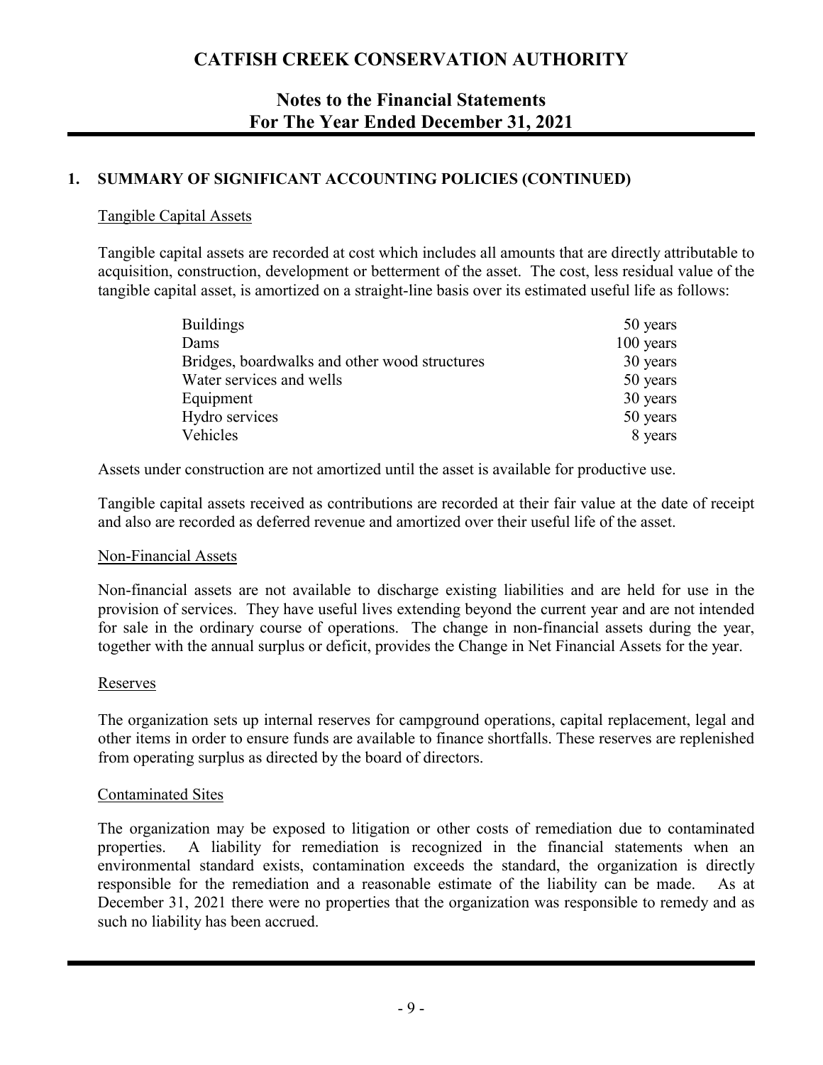# CATFISH CREEK CONSERVATION AUTHORITY

## Notes to the Financial Statements
## For The Year Ended December 31, 2021

### 1. SUMMARY OF SIGNIFICANT ACCOUNTING POLICIES (CONTINUED)

Tangible Capital Assets

Tangible capital assets are recorded at cost which includes all amounts that are directly attributable to acquisition, construction, development or betterment of the asset. The cost, less residual value of the tangible capital asset, is amortized on a straight-line basis over its estimated useful life as follows:

| | |
|---|---|
| Buildings | 50 years |
| Dams | 100 years |
| Bridges, boardwalks and other wood structures | 30 years |
| Water services and wells | 50 years |
| Equipment | 30 years |
| Hydro services | 50 years |
| Vehicles | 8 years |

Assets under construction are not amortized until the asset is available for productive use.

Tangible capital assets received as contributions are recorded at their fair value at the date of receipt and also are recorded as deferred revenue and amortized over their useful life of the asset.

Non-Financial Assets

Non-financial assets are not available to discharge existing liabilities and are held for use in the provision of services. They have useful lives extending beyond the current year and are not intended for sale in the ordinary course of operations. The change in non-financial assets during the year, together with the annual surplus or deficit, provides the Change in Net Financial Assets for the year.

Reserves

The organization sets up internal reserves for campground operations, capital replacement, legal and other items in order to ensure funds are available to finance shortfalls. These reserves are replenished from operating surplus as directed by the board of directors.

Contaminated Sites

The organization may be exposed to litigation or other costs of remediation due to contaminated properties. A liability for remediation is recognized in the financial statements when an environmental standard exists, contamination exceeds the standard, the organization is directly responsible for the remediation and a reasonable estimate of the liability can be made. As at December 31, 2021 there were no properties that the organization was responsible to remedy and as such no liability has been accrued.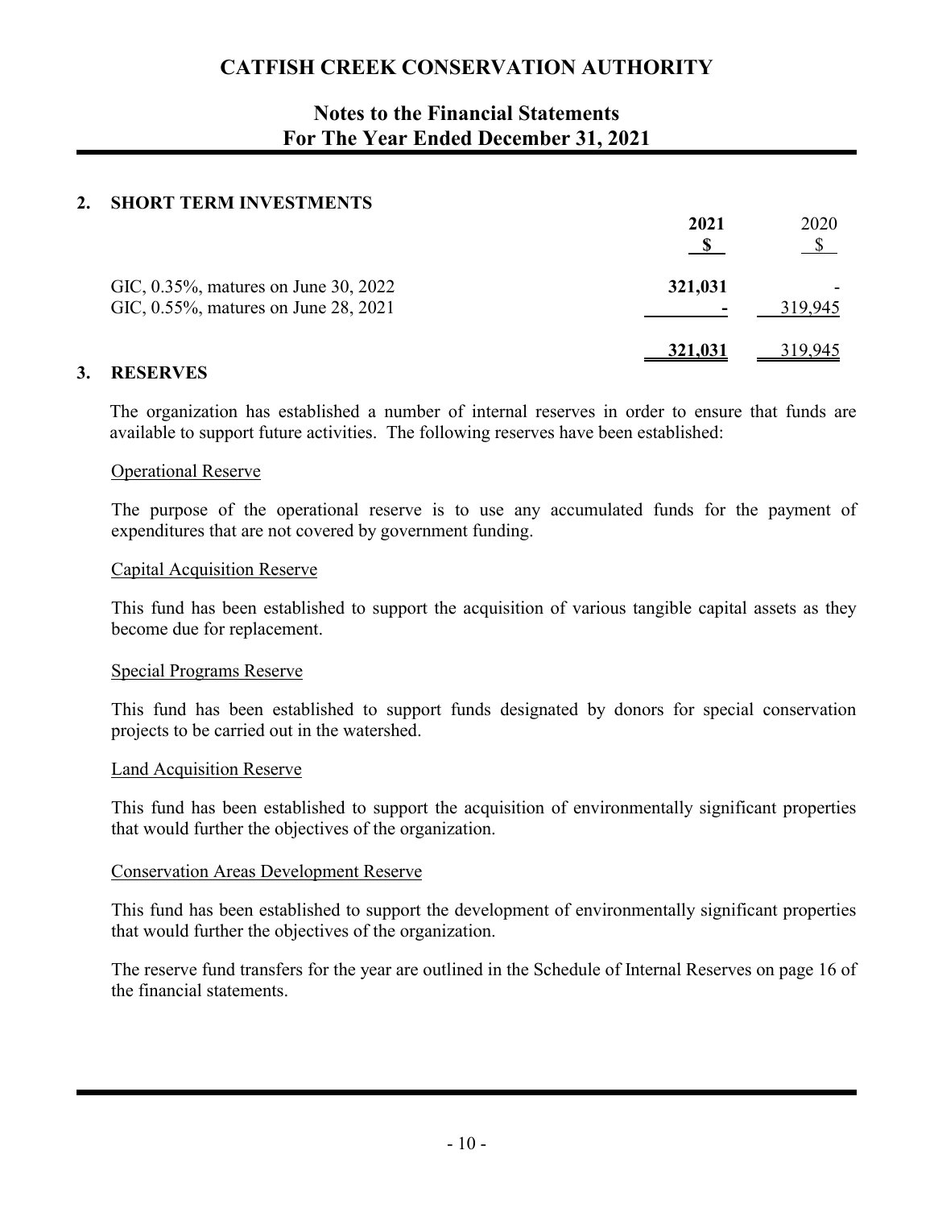# CATFISH CREEK CONSERVATION AUTHORITY

## Notes to the Financial Statements
## For The Year Ended December 31, 2021

### 2. SHORT TERM INVESTMENTS

| | 2021 $ | 2020 $ |
|---|---|---|
| GIC, 0.35%, matures on June 30, 2022 | **321,031** | - |
| GIC, 0.55%, matures on June 28, 2021 | **-** | 319,945 |
| | **321,031** | 319,945 |

### 3. RESERVES

The organization has established a number of internal reserves in order to ensure that funds are available to support future activities. The following reserves have been established:

Operational Reserve

The purpose of the operational reserve is to use any accumulated funds for the payment of expenditures that are not covered by government funding.

Capital Acquisition Reserve

This fund has been established to support the acquisition of various tangible capital assets as they become due for replacement.

Special Programs Reserve

This fund has been established to support funds designated by donors for special conservation projects to be carried out in the watershed.

Land Acquisition Reserve

This fund has been established to support the acquisition of environmentally significant properties that would further the objectives of the organization.

Conservation Areas Development Reserve

This fund has been established to support the development of environmentally significant properties that would further the objectives of the organization.

The reserve fund transfers for the year are outlined in the Schedule of Internal Reserves on page 16 of the financial statements.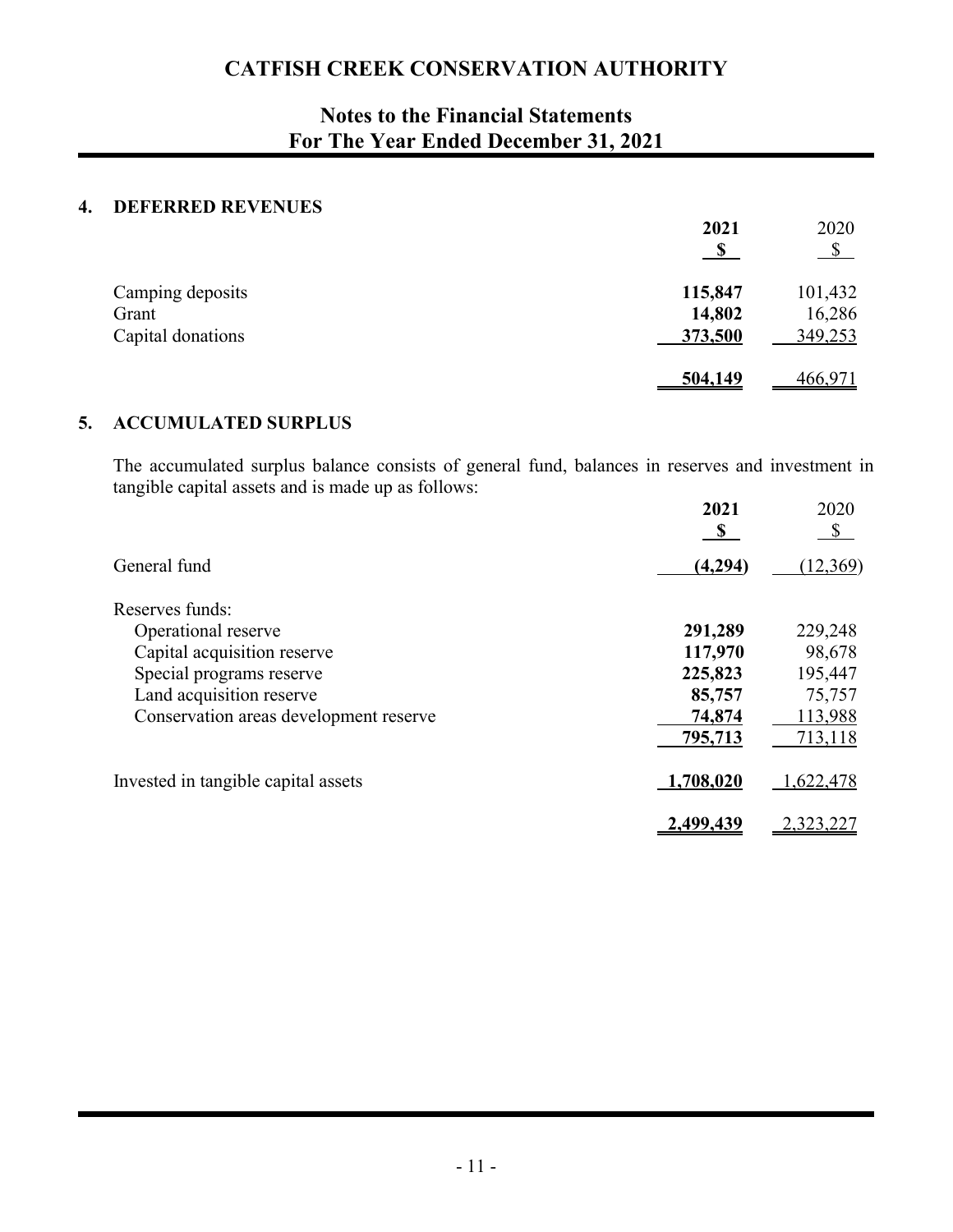# CATFISH CREEK CONSERVATION AUTHORITY

## Notes to the Financial Statements
## For The Year Ended December 31, 2021

### 4. DEFERRED REVENUES

| | 2021<br>$ | 2020<br>$ |
|---|---|---|
| Camping deposits | **115,847** | 101,432 |
| Grant | **14,802** | 16,286 |
| Capital donations | **373,500** | 349,253 |
| | **504,149** | 466,971 |

### 5. ACCUMULATED SURPLUS

The accumulated surplus balance consists of general fund, balances in reserves and investment in tangible capital assets and is made up as follows:

| | 2021<br>$ | 2020<br>$ |
|---|---|---|
| General fund | **(4,294)** | (12,369) |
| Reserves funds: | | |
| Operational reserve | **291,289** | 229,248 |
| Capital acquisition reserve | **117,970** | 98,678 |
| Special programs reserve | **225,823** | 195,447 |
| Land acquisition reserve | **85,757** | 75,757 |
| Conservation areas development reserve | **74,874** | 113,988 |
| | **795,713** | 713,118 |
| Invested in tangible capital assets | **1,708,020** | 1,622,478 |
| | **2,499,439** | 2,323,227 |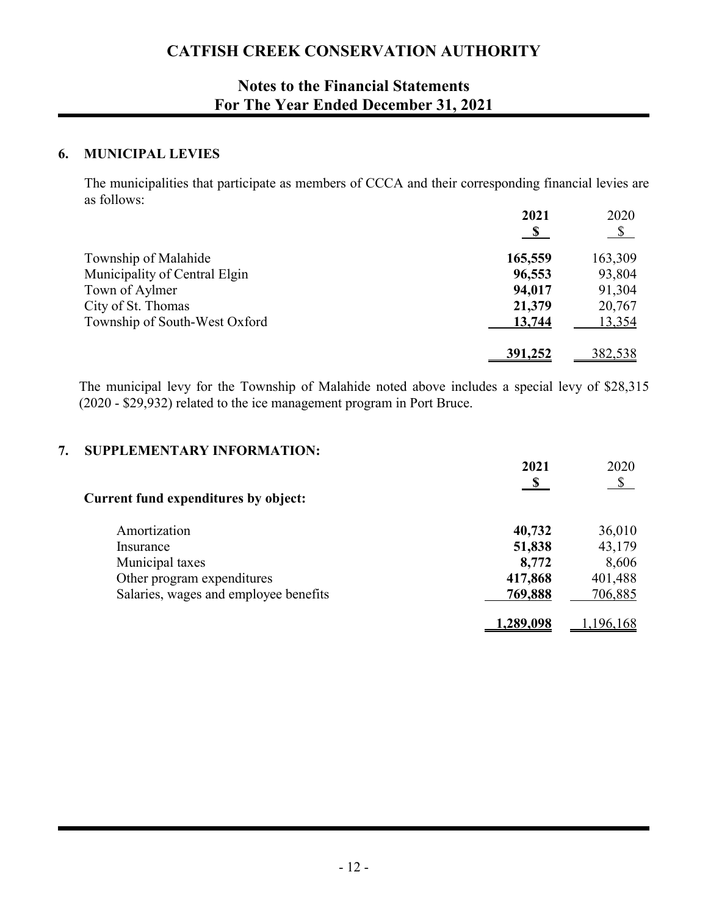# CATFISH CREEK CONSERVATION AUTHORITY

## Notes to the Financial Statements
## For The Year Ended December 31, 2021

### 6. MUNICIPAL LEVIES

The municipalities that participate as members of CCCA and their corresponding financial levies are as follows:

| | **2021** | 2020 |
|---|---|---|
| | **$** | $ |
| Township of Malahide | **165,559** | 163,309 |
| Municipality of Central Elgin | **96,553** | 93,804 |
| Town of Aylmer | **94,017** | 91,304 |
| City of St. Thomas | **21,379** | 20,767 |
| Township of South-West Oxford | **13,744** | 13,354 |
| | **391,252** | 382,538 |

The municipal levy for the Township of Malahide noted above includes a special levy of $28,315 (2020 - $29,932) related to the ice management program in Port Bruce.

### 7. SUPPLEMENTARY INFORMATION:

| | **2021** | 2020 |
|---|---|---|
| | **$** | $ |
| **Current fund expenditures by object:** | | |
| Amortization | **40,732** | 36,010 |
| Insurance | **51,838** | 43,179 |
| Municipal taxes | **8,772** | 8,606 |
| Other program expenditures | **417,868** | 401,488 |
| Salaries, wages and employee benefits | **769,888** | 706,885 |
| | **1,289,098** | 1,196,168 |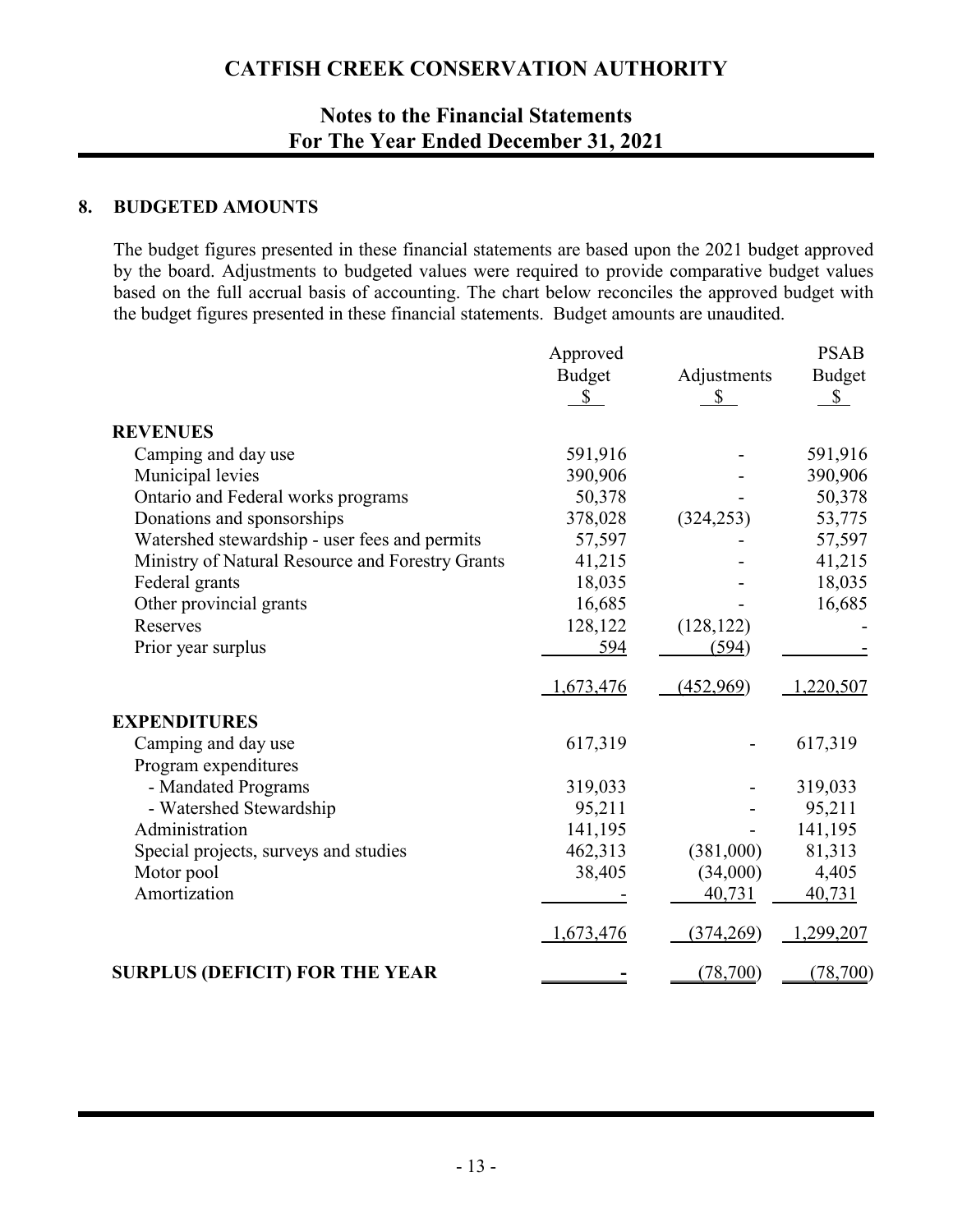# CATFISH CREEK CONSERVATION AUTHORITY

## Notes to the Financial Statements For The Year Ended December 31, 2021

### 8. BUDGETED AMOUNTS

The budget figures presented in these financial statements are based upon the 2021 budget approved by the board. Adjustments to budgeted values were required to provide comparative budget values based on the full accrual basis of accounting. The chart below reconciles the approved budget with the budget figures presented in these financial statements. Budget amounts are unaudited.

| | Approved Budget $ | Adjustments $ | PSAB Budget $ |
|---|---|---|---|
| **REVENUES** | | | |
| Camping and day use | 591,916 | - | 591,916 |
| Municipal levies | 390,906 | - | 390,906 |
| Ontario and Federal works programs | 50,378 | - | 50,378 |
| Donations and sponsorships | 378,028 | (324,253) | 53,775 |
| Watershed stewardship - user fees and permits | 57,597 | - | 57,597 |
| Ministry of Natural Resource and Forestry Grants | 41,215 | - | 41,215 |
| Federal grants | 18,035 | - | 18,035 |
| Other provincial grants | 16,685 | - | 16,685 |
| Reserves | 128,122 | (128,122) | - |
| Prior year surplus | 594 | (594) | - |
| | 1,673,476 | (452,969) | 1,220,507 |
| **EXPENDITURES** | | | |
| Camping and day use | 617,319 | - | 617,319 |
| Program expenditures | | | |
| - Mandated Programs | 319,033 | - | 319,033 |
| - Watershed Stewardship | 95,211 | - | 95,211 |
| Administration | 141,195 | - | 141,195 |
| Special projects, surveys and studies | 462,313 | (381,000) | 81,313 |
| Motor pool | 38,405 | (34,000) | 4,405 |
| Amortization | - | 40,731 | 40,731 |
| | 1,673,476 | (374,269) | 1,299,207 |
| **SURPLUS (DEFICIT) FOR THE YEAR** | - | (78,700) | (78,700) |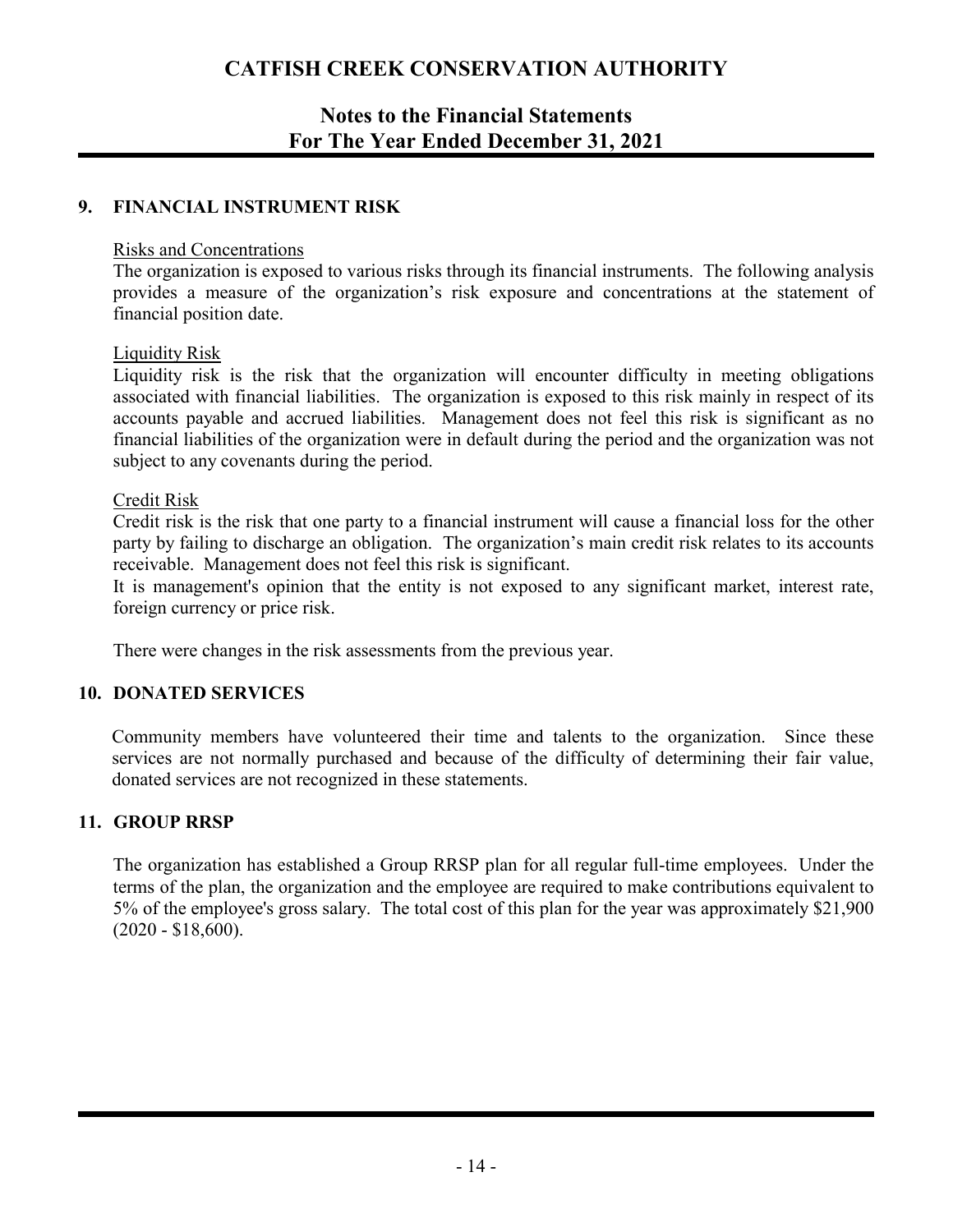## 9. FINANCIAL INSTRUMENT RISK

Risks and Concentrations

The organization is exposed to various risks through its financial instruments. The following analysis provides a measure of the organization's risk exposure and concentrations at the statement of financial position date.

Liquidity Risk

Liquidity risk is the risk that the organization will encounter difficulty in meeting obligations associated with financial liabilities. The organization is exposed to this risk mainly in respect of its accounts payable and accrued liabilities. Management does not feel this risk is significant as no financial liabilities of the organization were in default during the period and the organization was not subject to any covenants during the period.

Credit Risk

Credit risk is the risk that one party to a financial instrument will cause a financial loss for the other party by failing to discharge an obligation. The organization's main credit risk relates to its accounts receivable. Management does not feel this risk is significant.

It is management's opinion that the entity is not exposed to any significant market, interest rate, foreign currency or price risk.

There were changes in the risk assessments from the previous year.

## 10. DONATED SERVICES

Community members have volunteered their time and talents to the organization. Since these services are not normally purchased and because of the difficulty of determining their fair value, donated services are not recognized in these statements.

## 11. GROUP RRSP

The organization has established a Group RRSP plan for all regular full-time employees. Under the terms of the plan, the organization and the employee are required to make contributions equivalent to 5% of the employee's gross salary. The total cost of this plan for the year was approximately $21,900 (2020 - $18,600).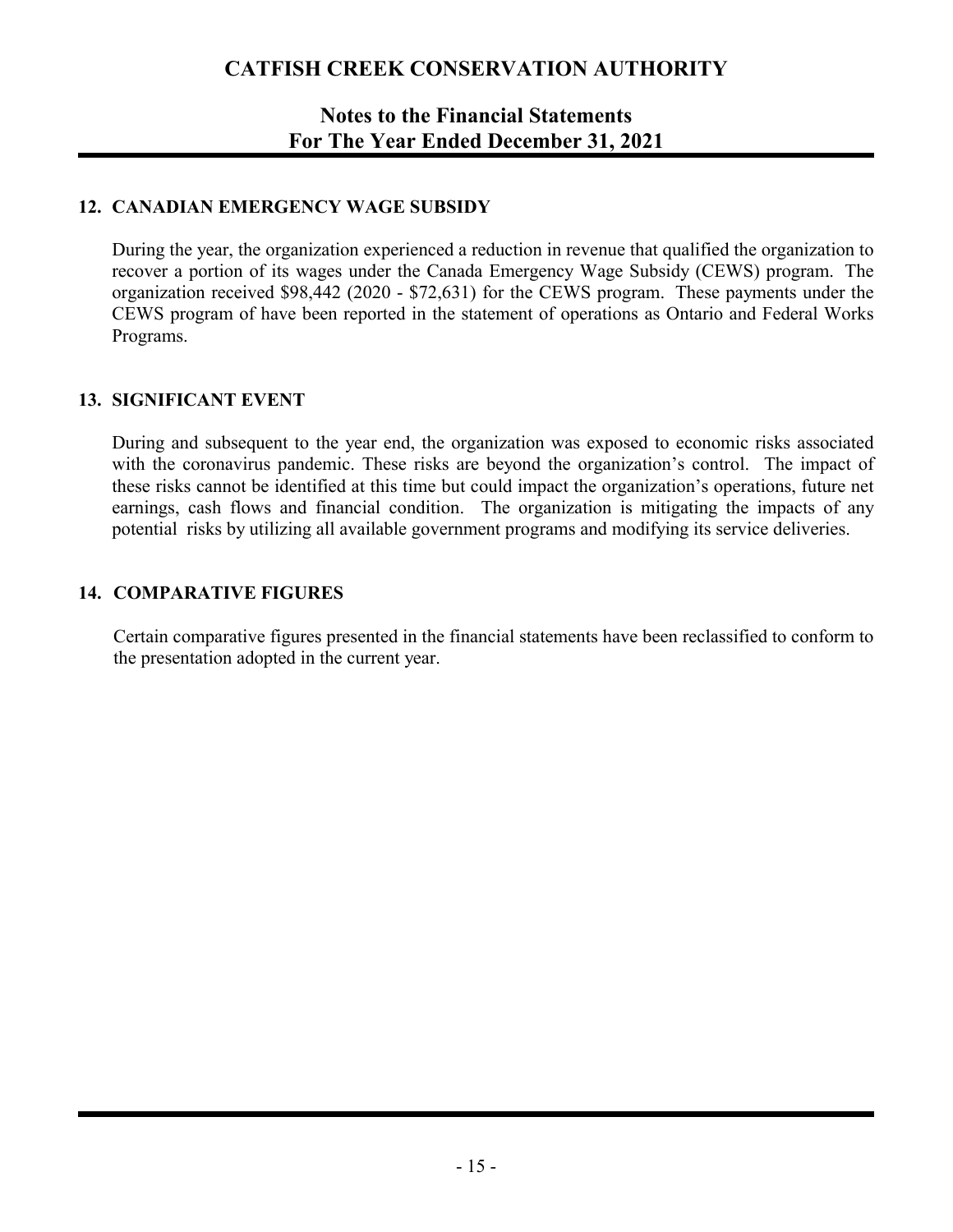# CATFISH CREEK CONSERVATION AUTHORITY

## Notes to the Financial Statements
## For The Year Ended December 31, 2021

### 12. CANADIAN EMERGENCY WAGE SUBSIDY

During the year, the organization experienced a reduction in revenue that qualified the organization to recover a portion of its wages under the Canada Emergency Wage Subsidy (CEWS) program. The organization received $98,442 (2020 - $72,631) for the CEWS program. These payments under the CEWS program of have been reported in the statement of operations as Ontario and Federal Works Programs.

### 13. SIGNIFICANT EVENT

During and subsequent to the year end, the organization was exposed to economic risks associated with the coronavirus pandemic. These risks are beyond the organization's control. The impact of these risks cannot be identified at this time but could impact the organization's operations, future net earnings, cash flows and financial condition. The organization is mitigating the impacts of any potential risks by utilizing all available government programs and modifying its service deliveries.

### 14. COMPARATIVE FIGURES

Certain comparative figures presented in the financial statements have been reclassified to conform to the presentation adopted in the current year.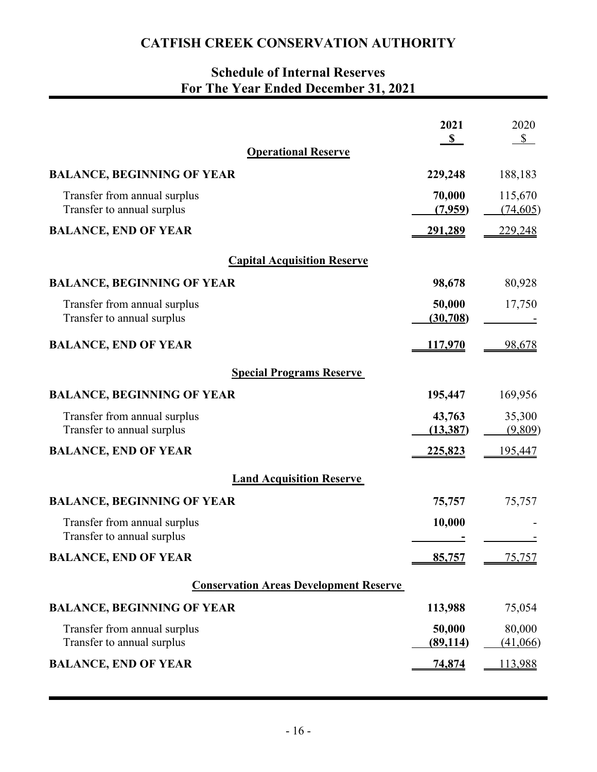# CATFISH CREEK CONSERVATION AUTHORITY

## Schedule of Internal Reserves
## For The Year Ended December 31, 2021

| | 2021 | 2020 |
|---|---|---|
| | **$** | $ |
| **Operational Reserve** | | |
| **BALANCE, BEGINNING OF YEAR** | **229,248** | 188,183 |
| Transfer from annual surplus | **70,000** | 115,670 |
| Transfer to annual surplus | **(7,959)** | (74,605) |
| **BALANCE, END OF YEAR** | **291,289** | 229,248 |
| **Capital Acquisition Reserve** | | |
| **BALANCE, BEGINNING OF YEAR** | **98,678** | 80,928 |
| Transfer from annual surplus | **50,000** | 17,750 |
| Transfer to annual surplus | **(30,708)** | - |
| **BALANCE, END OF YEAR** | **117,970** | 98,678 |
| **Special Programs Reserve** | | |
| **BALANCE, BEGINNING OF YEAR** | **195,447** | 169,956 |
| Transfer from annual surplus | **43,763** | 35,300 |
| Transfer to annual surplus | **(13,387)** | (9,809) |
| **BALANCE, END OF YEAR** | **225,823** | 195,447 |
| **Land Acquisition Reserve** | | |
| **BALANCE, BEGINNING OF YEAR** | **75,757** | 75,757 |
| Transfer from annual surplus | **10,000** | - |
| Transfer to annual surplus | **-** | - |
| **BALANCE, END OF YEAR** | **85,757** | 75,757 |
| **Conservation Areas Development Reserve** | | |
| **BALANCE, BEGINNING OF YEAR** | **113,988** | 75,054 |
| Transfer from annual surplus | **50,000** | 80,000 |
| Transfer to annual surplus | **(89,114)** | (41,066) |
| **BALANCE, END OF YEAR** | **74,874** | 113,988 |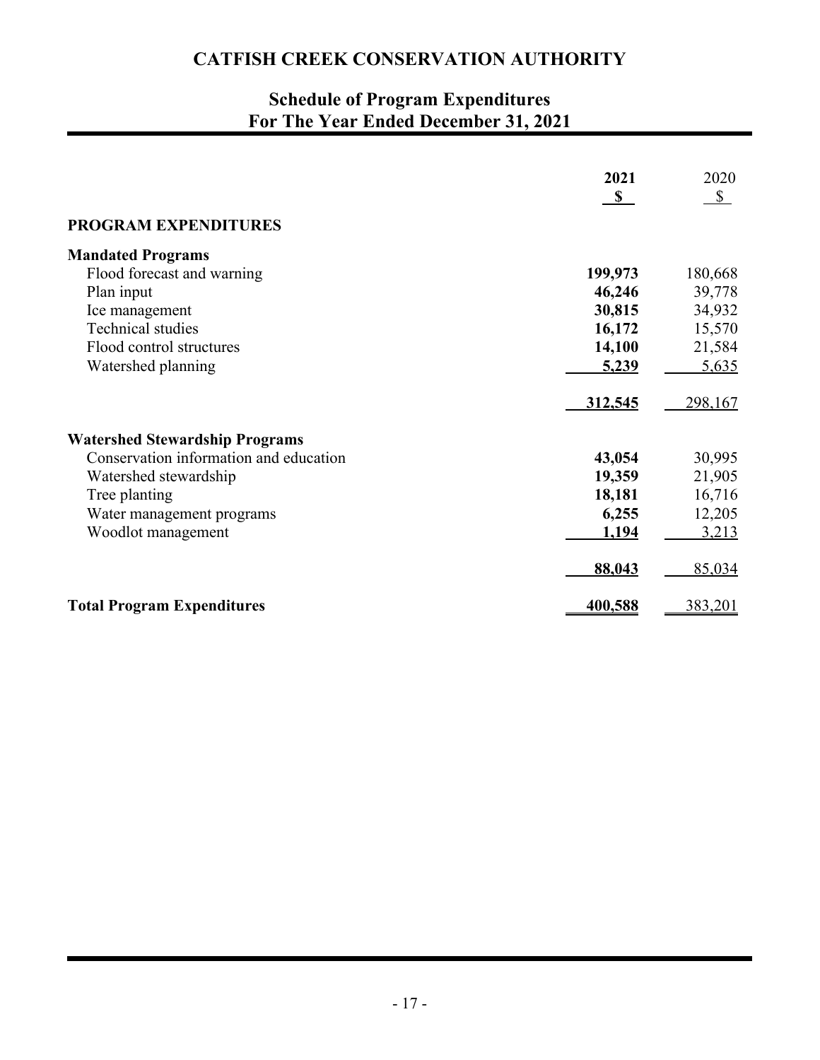# CATFISH CREEK CONSERVATION AUTHORITY

## Schedule of Program Expenditures
## For The Year Ended December 31, 2021

| | **2021** | 2020 |
|---|---|---|
| | **$** | $ |
| **PROGRAM EXPENDITURES** | | |
| **Mandated Programs** | | |
| Flood forecast and warning | **199,973** | 180,668 |
| Plan input | **46,246** | 39,778 |
| Ice management | **30,815** | 34,932 |
| Technical studies | **16,172** | 15,570 |
| Flood control structures | **14,100** | 21,584 |
| Watershed planning | **5,239** | 5,635 |
| | **312,545** | 298,167 |
| **Watershed Stewardship Programs** | | |
| Conservation information and education | **43,054** | 30,995 |
| Watershed stewardship | **19,359** | 21,905 |
| Tree planting | **18,181** | 16,716 |
| Water management programs | **6,255** | 12,205 |
| Woodlot management | **1,194** | 3,213 |
| | **88,043** | 85,034 |
| **Total Program Expenditures** | **400,588** | 383,201 |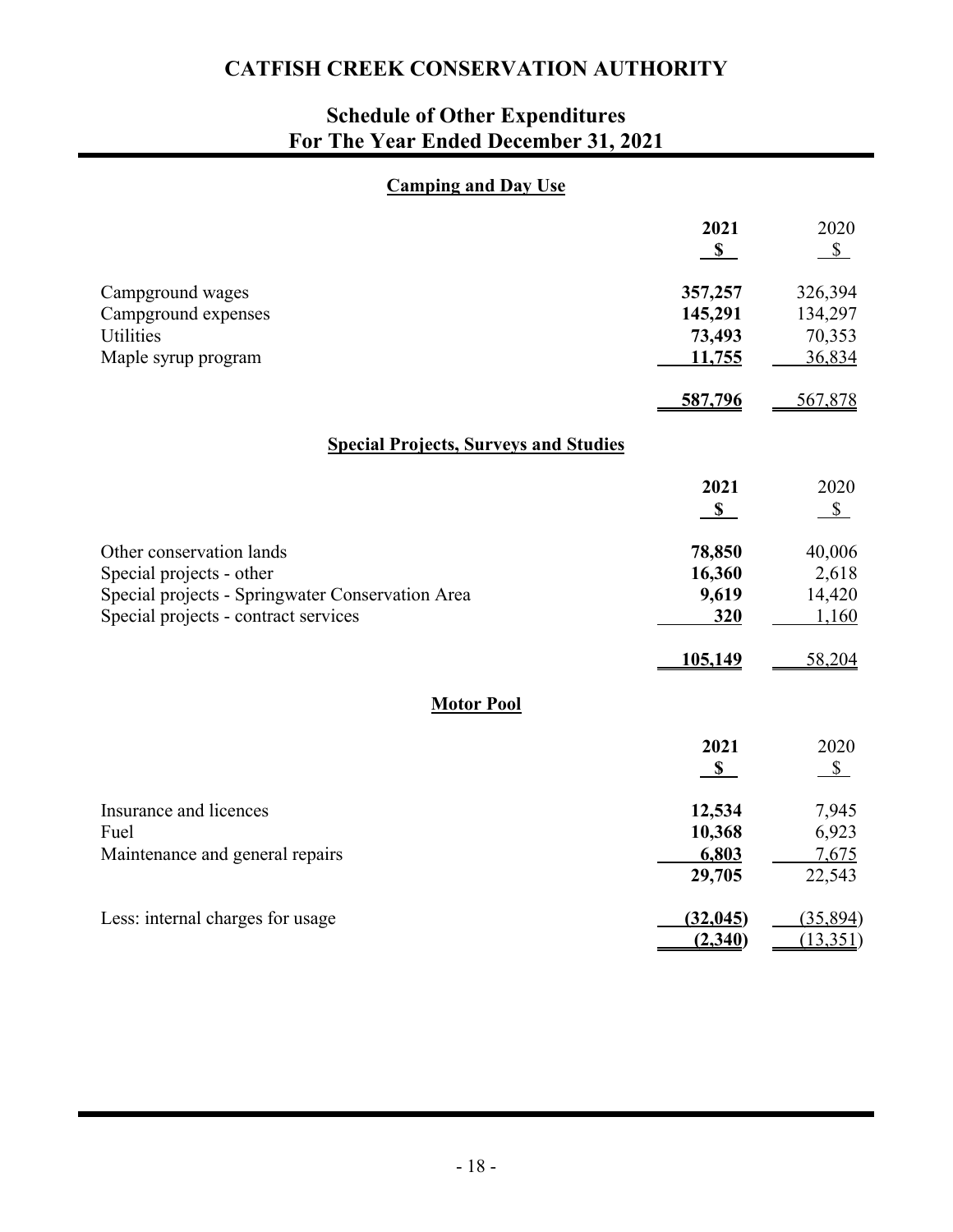# CATFISH CREEK CONSERVATION AUTHORITY

## Schedule of Other Expenditures
## For The Year Ended December 31, 2021

### Camping and Day Use

| | **2021** | 2020 |
|---|---|---|
| | **$** | $ |
| Campground wages | **357,257** | 326,394 |
| Campground expenses | **145,291** | 134,297 |
| Utilities | **73,493** | 70,353 |
| Maple syrup program | **11,755** | 36,834 |
| | **587,796** | 567,878 |

### Special Projects, Surveys and Studies

| | **2021** | 2020 |
|---|---|---|
| | **$** | $ |
| Other conservation lands | **78,850** | 40,006 |
| Special projects - other | **16,360** | 2,618 |
| Special projects - Springwater Conservation Area | **9,619** | 14,420 |
| Special projects - contract services | **320** | 1,160 |
| | **105,149** | 58,204 |

### Motor Pool

| | **2021** | 2020 |
|---|---|---|
| | **$** | $ |
| Insurance and licences | **12,534** | 7,945 |
| Fuel | **10,368** | 6,923 |
| Maintenance and general repairs | **6,803** | 7,675 |
| | **29,705** | 22,543 |
| Less: internal charges for usage | **(32,045)** | (35,894) |
| | **(2,340)** | (13,351) |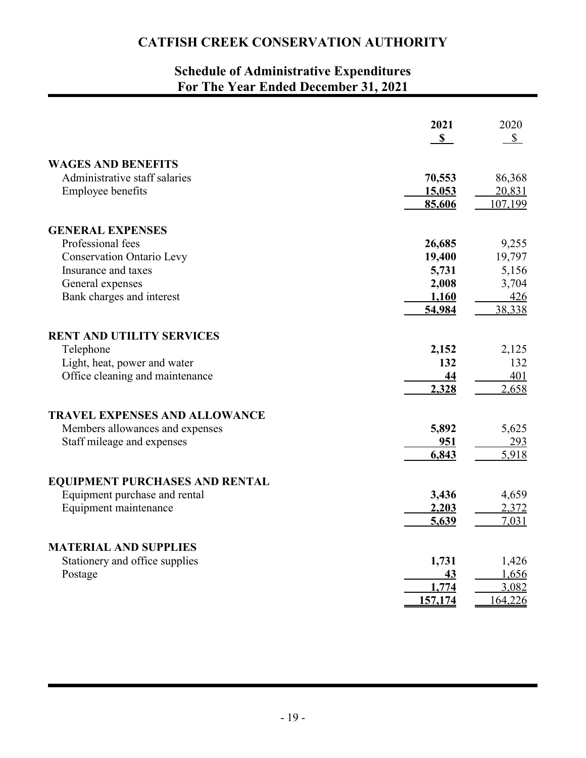# CATFISH CREEK CONSERVATION AUTHORITY

## Schedule of Administrative Expenditures
## For The Year Ended December 31, 2021

| | **2021** | 2020 |
|---|---|---|
| | **$** | $ |
| **WAGES AND BENEFITS** | | |
| Administrative staff salaries | **70,553** | 86,368 |
| Employee benefits | **15,053** | 20,831 |
| | **85,606** | 107,199 |
| **GENERAL EXPENSES** | | |
| Professional fees | **26,685** | 9,255 |
| Conservation Ontario Levy | **19,400** | 19,797 |
| Insurance and taxes | **5,731** | 5,156 |
| General expenses | **2,008** | 3,704 |
| Bank charges and interest | **1,160** | 426 |
| | **54,984** | 38,338 |
| **RENT AND UTILITY SERVICES** | | |
| Telephone | **2,152** | 2,125 |
| Light, heat, power and water | **132** | 132 |
| Office cleaning and maintenance | **44** | 401 |
| | **2,328** | 2,658 |
| **TRAVEL EXPENSES AND ALLOWANCE** | | |
| Members allowances and expenses | **5,892** | 5,625 |
| Staff mileage and expenses | **951** | 293 |
| | **6,843** | 5,918 |
| **EQUIPMENT PURCHASES AND RENTAL** | | |
| Equipment purchase and rental | **3,436** | 4,659 |
| Equipment maintenance | **2,203** | 2,372 |
| | **5,639** | 7,031 |
| **MATERIAL AND SUPPLIES** | | |
| Stationery and office supplies | **1,731** | 1,426 |
| Postage | **43** | 1,656 |
| | **1,774** | 3,082 |
| | **157,174** | 164,226 |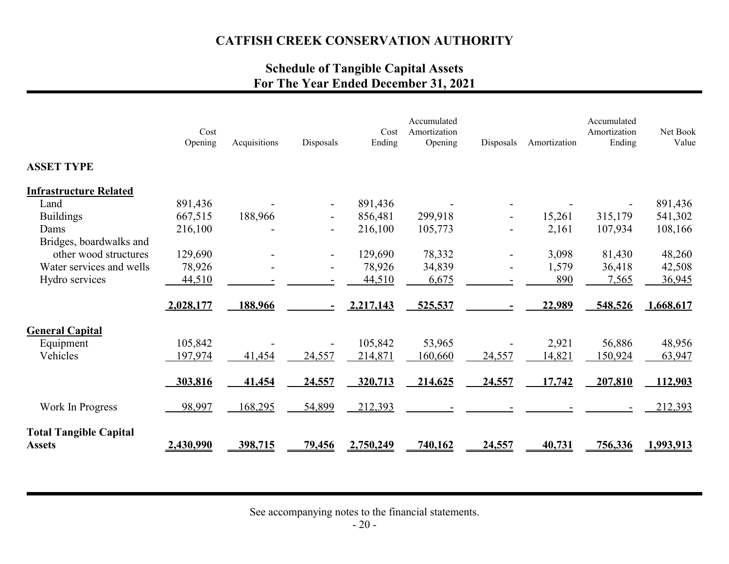# CATFISH CREEK CONSERVATION AUTHORITY

## Schedule of Tangible Capital Assets
## For The Year Ended December 31, 2021

| | Cost Opening | Acquisitions | Disposals | Cost Ending | Accumulated Amortization Opening | Disposals | Amortization | Accumulated Amortization Ending | Net Book Value |
|---|---|---|---|---|---|---|---|---|---|
| **ASSET TYPE** | | | | | | | | | |
| **Infrastructure Related** | | | | | | | | | |
| Land | 891,436 | - | - | 891,436 | - | - | - | - | 891,436 |
| Buildings | 667,515 | 188,966 | - | 856,481 | 299,918 | - | 15,261 | 315,179 | 541,302 |
| Dams | 216,100 | - | - | 216,100 | 105,773 | - | 2,161 | 107,934 | 108,166 |
| Bridges, boardwalks and other wood structures | 129,690 | - | - | 129,690 | 78,332 | - | 3,098 | 81,430 | 48,260 |
| Water services and wells | 78,926 | - | - | 78,926 | 34,839 | - | 1,579 | 36,418 | 42,508 |
| Hydro services | 44,510 | - | - | 44,510 | 6,675 | - | 890 | 7,565 | 36,945 |
| | **2,028,177** | **188,966** | **-** | **2,217,143** | **525,537** | **-** | **22,989** | **548,526** | **1,668,617** |
| **General Capital** | | | | | | | | | |
| Equipment | 105,842 | - | - | 105,842 | 53,965 | - | 2,921 | 56,886 | 48,956 |
| Vehicles | 197,974 | 41,454 | 24,557 | 214,871 | 160,660 | 24,557 | 14,821 | 150,924 | 63,947 |
| | **303,816** | **41,454** | **24,557** | **320,713** | **214,625** | **24,557** | **17,742** | **207,810** | **112,903** |
| Work In Progress | 98,997 | 168,295 | 54,899 | 212,393 | - | - | - | - | 212,393 |
| **Total Tangible Capital Assets** | **2,430,990** | **398,715** | **79,456** | **2,750,249** | **740,162** | **24,557** | **40,731** | **756,336** | **1,993,913** |

See accompanying notes to the financial statements.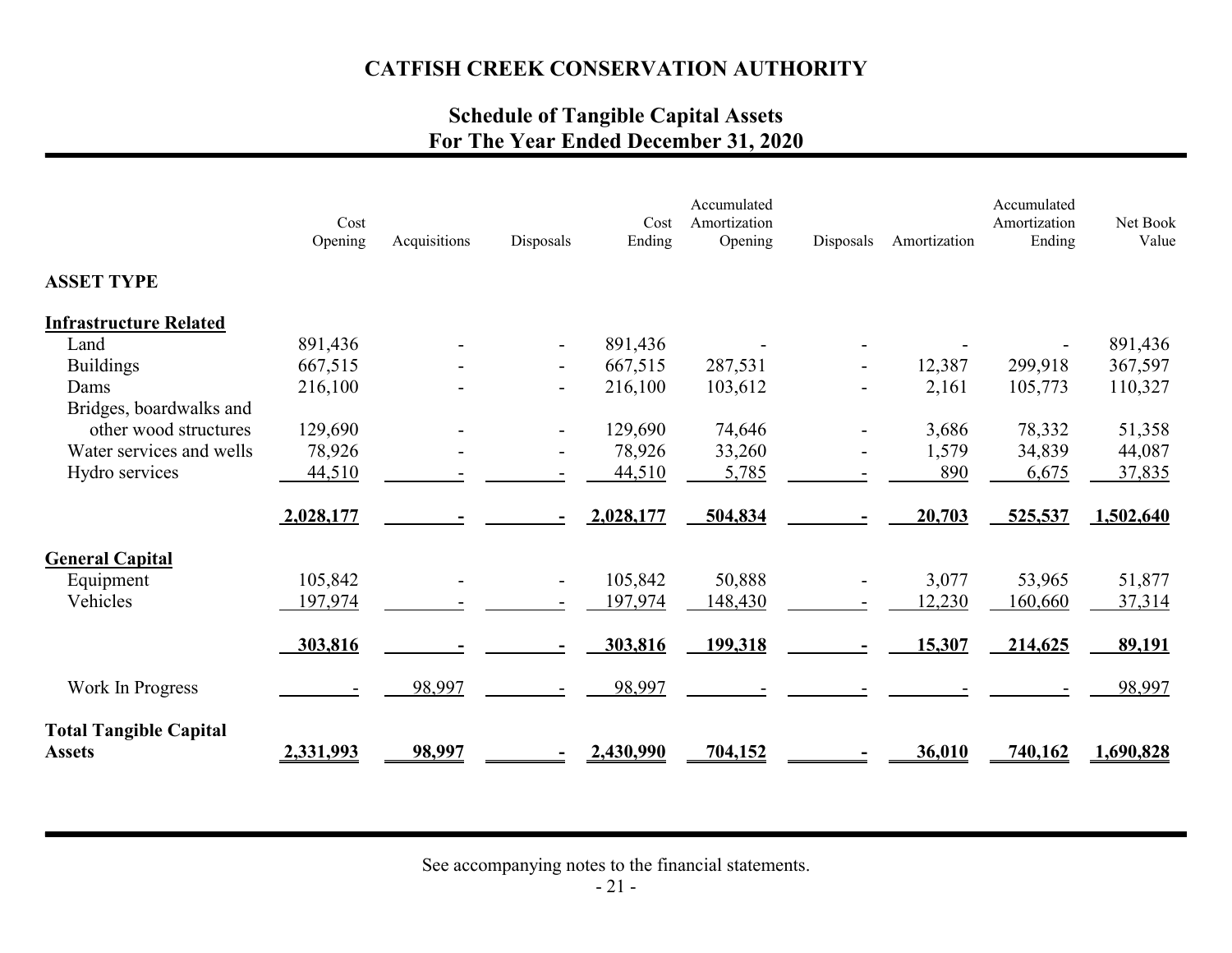# CATFISH CREEK CONSERVATION AUTHORITY

## Schedule of Tangible Capital Assets
## For The Year Ended December 31, 2020

| | Cost Opening | Acquisitions | Disposals | Cost Ending | Accumulated Amortization Opening | Disposals | Amortization | Accumulated Amortization Ending | Net Book Value |
|---|---|---|---|---|---|---|---|---|---|
| **ASSET TYPE** | | | | | | | | | |
| **Infrastructure Related** | | | | | | | | | |
| Land | 891,436 | - | - | 891,436 | - | - | - | - | 891,436 |
| Buildings | 667,515 | - | - | 667,515 | 287,531 | - | 12,387 | 299,918 | 367,597 |
| Dams | 216,100 | - | - | 216,100 | 103,612 | - | 2,161 | 105,773 | 110,327 |
| Bridges, boardwalks and other wood structures | 129,690 | - | - | 129,690 | 74,646 | - | 3,686 | 78,332 | 51,358 |
| Water services and wells | 78,926 | - | - | 78,926 | 33,260 | - | 1,579 | 34,839 | 44,087 |
| Hydro services | 44,510 | - | - | 44,510 | 5,785 | - | 890 | 6,675 | 37,835 |
| | **2,028,177** | **-** | **-** | **2,028,177** | **504,834** | **-** | **20,703** | **525,537** | **1,502,640** |
| **General Capital** | | | | | | | | | |
| Equipment | 105,842 | - | - | 105,842 | 50,888 | - | 3,077 | 53,965 | 51,877 |
| Vehicles | 197,974 | - | - | 197,974 | 148,430 | - | 12,230 | 160,660 | 37,314 |
| | **303,816** | **-** | **-** | **303,816** | **199,318** | **-** | **15,307** | **214,625** | **89,191** |
| Work In Progress | - | 98,997 | - | 98,997 | - | - | - | - | 98,997 |
| **Total Tangible Capital Assets** | **2,331,993** | **98,997** | **-** | **2,430,990** | **704,152** | **-** | **36,010** | **740,162** | **1,690,828** |

See accompanying notes to the financial statements.